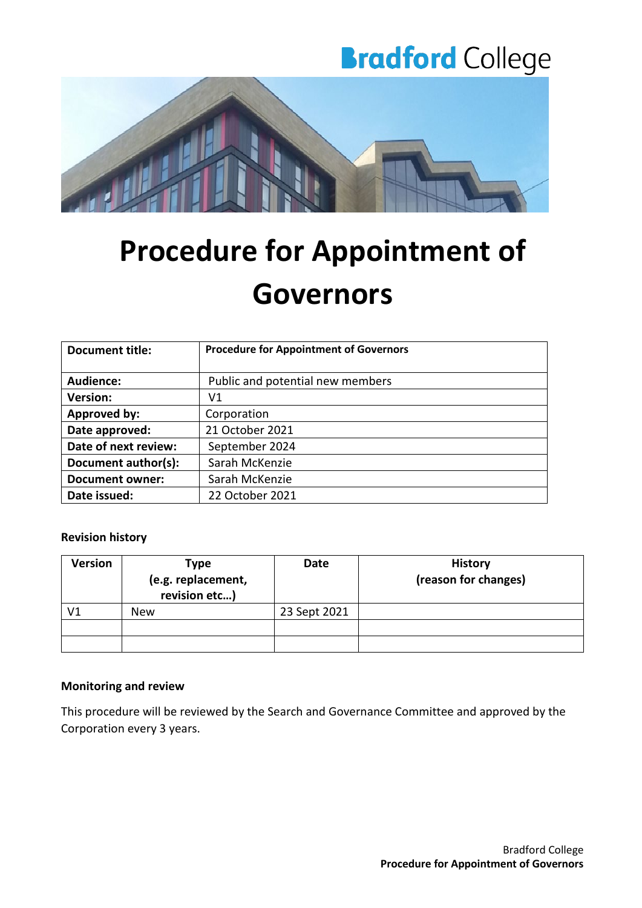Bradford College

# Procedure for Appointment of Governors

| | |
|---|---|
| **Document title:** | **Procedure for Appointment of Governors** |
| **Audience:** | Public and potential new members |
| **Version:** | V1 |
| **Approved by:** | Corporation |
| **Date approved:** | 21 October 2021 |
| **Date of next review:** | September 2024 |
| **Document author(s):** | Sarah McKenzie |
| **Document owner:** | Sarah McKenzie |
| **Date issued:** | 22 October 2021 |

**Revision history**

| Version | Type (e.g. replacement, revision etc…) | Date | History (reason for changes) |
|---|---|---|---|
| V1 | New | 23 Sept 2021 | |
| | | | |
| | | | |

**Monitoring and review**

This procedure will be reviewed by the Search and Governance Committee and approved by the Corporation every 3 years.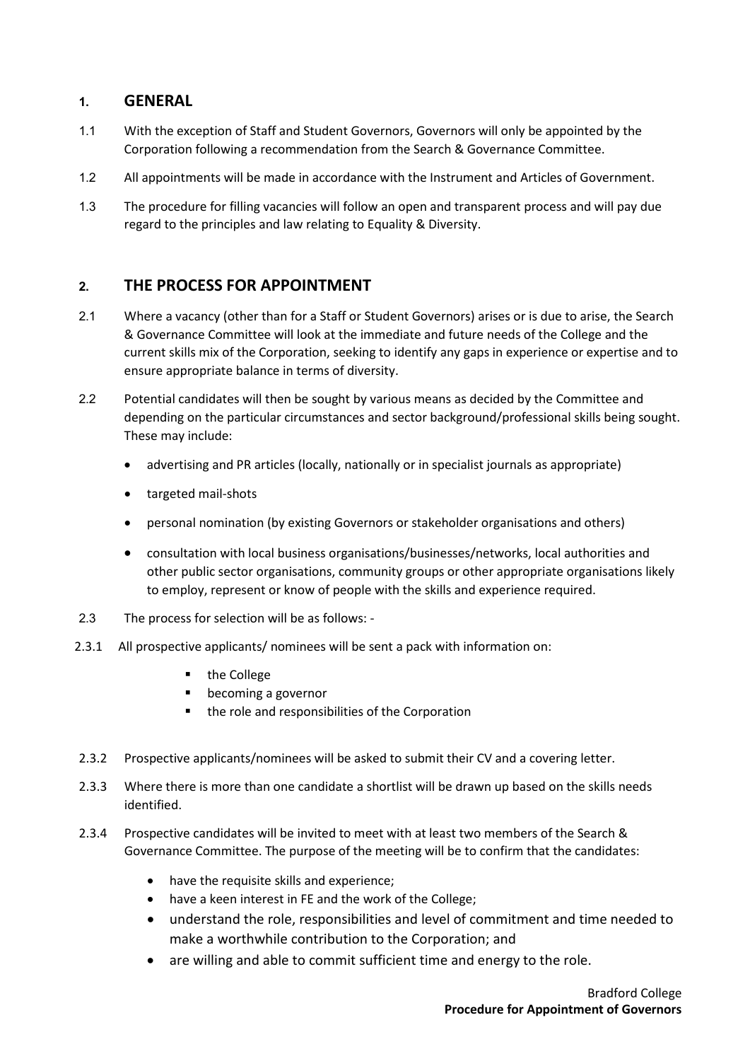## 1. GENERAL

1.1 With the exception of Staff and Student Governors, Governors will only be appointed by the Corporation following a recommendation from the Search & Governance Committee.

1.2 All appointments will be made in accordance with the Instrument and Articles of Government.

1.3 The procedure for filling vacancies will follow an open and transparent process and will pay due regard to the principles and law relating to Equality & Diversity.

## 2. THE PROCESS FOR APPOINTMENT

2.1 Where a vacancy (other than for a Staff or Student Governors) arises or is due to arise, the Search & Governance Committee will look at the immediate and future needs of the College and the current skills mix of the Corporation, seeking to identify any gaps in experience or expertise and to ensure appropriate balance in terms of diversity.

2.2 Potential candidates will then be sought by various means as decided by the Committee and depending on the particular circumstances and sector background/professional skills being sought. These may include:

- advertising and PR articles (locally, nationally or in specialist journals as appropriate)
- targeted mail-shots
- personal nomination (by existing Governors or stakeholder organisations and others)
- consultation with local business organisations/businesses/networks, local authorities and other public sector organisations, community groups or other appropriate organisations likely to employ, represent or know of people with the skills and experience required.

2.3 The process for selection will be as follows: -

2.3.1 All prospective applicants/ nominees will be sent a pack with information on:

- the College
- becoming a governor
- the role and responsibilities of the Corporation

2.3.2 Prospective applicants/nominees will be asked to submit their CV and a covering letter.

2.3.3 Where there is more than one candidate a shortlist will be drawn up based on the skills needs identified.

2.3.4 Prospective candidates will be invited to meet with at least two members of the Search & Governance Committee. The purpose of the meeting will be to confirm that the candidates:

- have the requisite skills and experience;
- have a keen interest in FE and the work of the College;
- understand the role, responsibilities and level of commitment and time needed to make a worthwhile contribution to the Corporation; and
- are willing and able to commit sufficient time and energy to the role.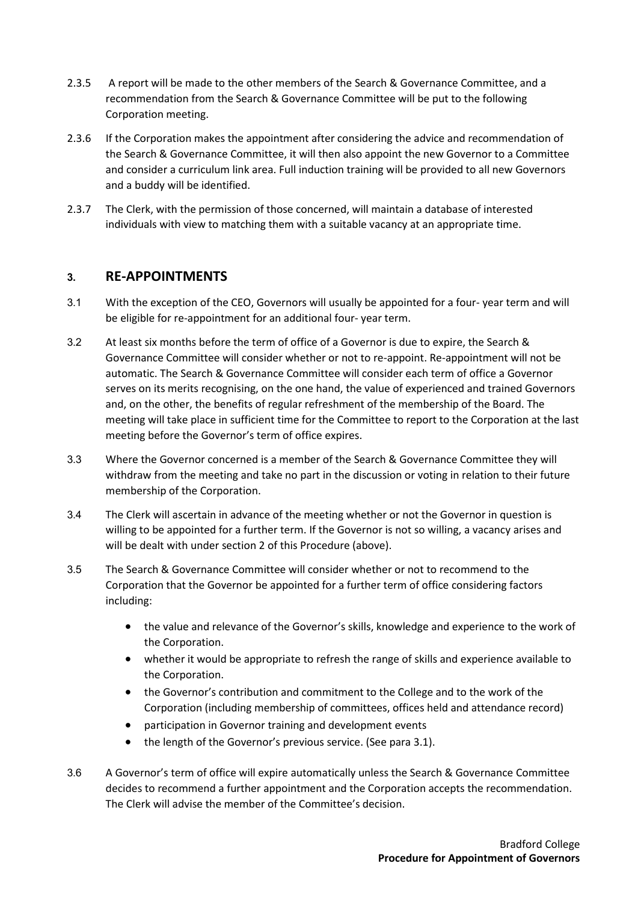2.3.5 A report will be made to the other members of the Search & Governance Committee, and a recommendation from the Search & Governance Committee will be put to the following Corporation meeting.

2.3.6 If the Corporation makes the appointment after considering the advice and recommendation of the Search & Governance Committee, it will then also appoint the new Governor to a Committee and consider a curriculum link area. Full induction training will be provided to all new Governors and a buddy will be identified.

2.3.7 The Clerk, with the permission of those concerned, will maintain a database of interested individuals with view to matching them with a suitable vacancy at an appropriate time.

## 3. RE-APPOINTMENTS

3.1 With the exception of the CEO, Governors will usually be appointed for a four- year term and will be eligible for re-appointment for an additional four- year term.

3.2 At least six months before the term of office of a Governor is due to expire, the Search & Governance Committee will consider whether or not to re-appoint. Re-appointment will not be automatic. The Search & Governance Committee will consider each term of office a Governor serves on its merits recognising, on the one hand, the value of experienced and trained Governors and, on the other, the benefits of regular refreshment of the membership of the Board. The meeting will take place in sufficient time for the Committee to report to the Corporation at the last meeting before the Governor's term of office expires.

3.3 Where the Governor concerned is a member of the Search & Governance Committee they will withdraw from the meeting and take no part in the discussion or voting in relation to their future membership of the Corporation.

3.4 The Clerk will ascertain in advance of the meeting whether or not the Governor in question is willing to be appointed for a further term. If the Governor is not so willing, a vacancy arises and will be dealt with under section 2 of this Procedure (above).

3.5 The Search & Governance Committee will consider whether or not to recommend to the Corporation that the Governor be appointed for a further term of office considering factors including:

- the value and relevance of the Governor's skills, knowledge and experience to the work of the Corporation.
- whether it would be appropriate to refresh the range of skills and experience available to the Corporation.
- the Governor's contribution and commitment to the College and to the work of the Corporation (including membership of committees, offices held and attendance record)
- participation in Governor training and development events
- the length of the Governor's previous service. (See para 3.1).

3.6 A Governor's term of office will expire automatically unless the Search & Governance Committee decides to recommend a further appointment and the Corporation accepts the recommendation. The Clerk will advise the member of the Committee's decision.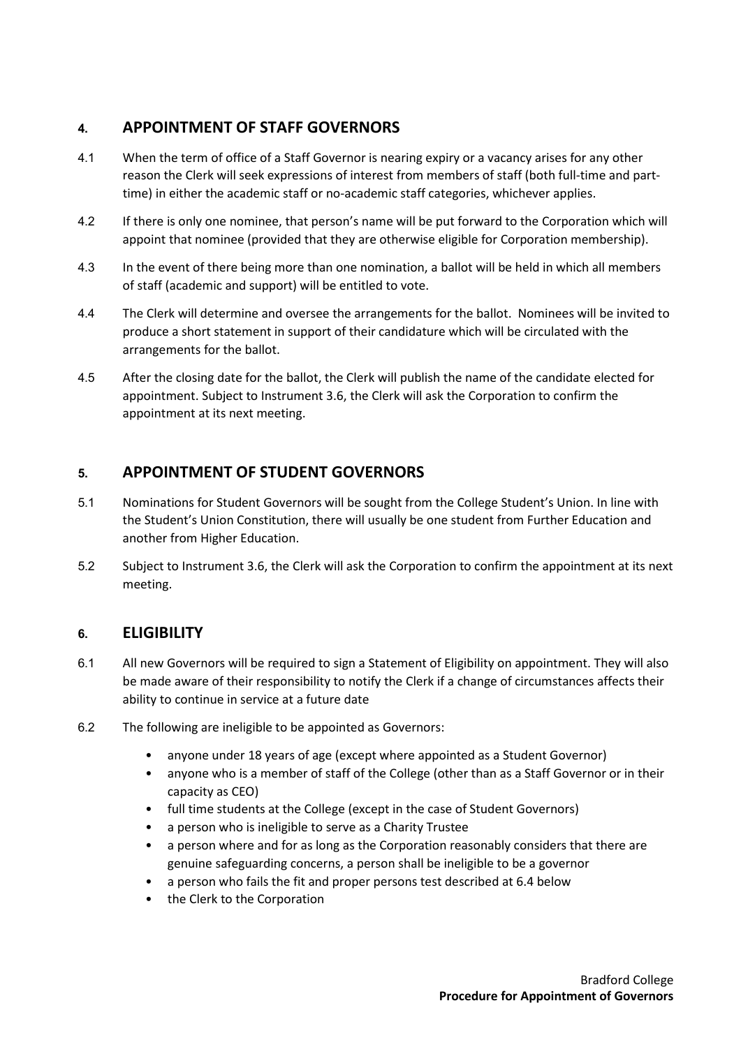## 4. APPOINTMENT OF STAFF GOVERNORS

4.1 When the term of office of a Staff Governor is nearing expiry or a vacancy arises for any other reason the Clerk will seek expressions of interest from members of staff (both full-time and part-time) in either the academic staff or no-academic staff categories, whichever applies.

4.2 If there is only one nominee, that person's name will be put forward to the Corporation which will appoint that nominee (provided that they are otherwise eligible for Corporation membership).

4.3 In the event of there being more than one nomination, a ballot will be held in which all members of staff (academic and support) will be entitled to vote.

4.4 The Clerk will determine and oversee the arrangements for the ballot. Nominees will be invited to produce a short statement in support of their candidature which will be circulated with the arrangements for the ballot.

4.5 After the closing date for the ballot, the Clerk will publish the name of the candidate elected for appointment. Subject to Instrument 3.6, the Clerk will ask the Corporation to confirm the appointment at its next meeting.

## 5. APPOINTMENT OF STUDENT GOVERNORS

5.1 Nominations for Student Governors will be sought from the College Student's Union. In line with the Student's Union Constitution, there will usually be one student from Further Education and another from Higher Education.

5.2 Subject to Instrument 3.6, the Clerk will ask the Corporation to confirm the appointment at its next meeting.

## 6. ELIGIBILITY

6.1 All new Governors will be required to sign a Statement of Eligibility on appointment. They will also be made aware of their responsibility to notify the Clerk if a change of circumstances affects their ability to continue in service at a future date

6.2 The following are ineligible to be appointed as Governors:

- anyone under 18 years of age (except where appointed as a Student Governor)
- anyone who is a member of staff of the College (other than as a Staff Governor or in their capacity as CEO)
- full time students at the College (except in the case of Student Governors)
- a person who is ineligible to serve as a Charity Trustee
- a person where and for as long as the Corporation reasonably considers that there are genuine safeguarding concerns, a person shall be ineligible to be a governor
- a person who fails the fit and proper persons test described at 6.4 below
- the Clerk to the Corporation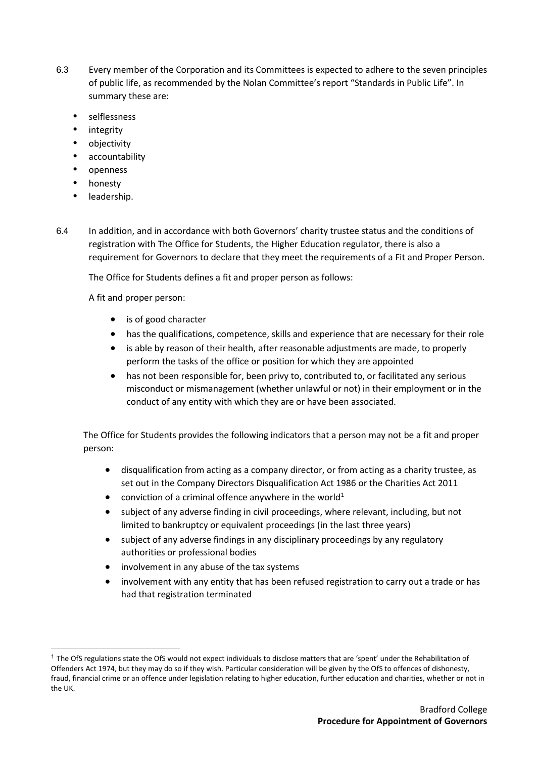6.3 Every member of the Corporation and its Committees is expected to adhere to the seven principles of public life, as recommended by the Nolan Committee's report "Standards in Public Life". In summary these are:

- selflessness
- integrity
- objectivity
- accountability
- openness
- honesty
- leadership.

6.4 In addition, and in accordance with both Governors' charity trustee status and the conditions of registration with The Office for Students, the Higher Education regulator, there is also a requirement for Governors to declare that they meet the requirements of a Fit and Proper Person.

The Office for Students defines a fit and proper person as follows:

A fit and proper person:

- is of good character
- has the qualifications, competence, skills and experience that are necessary for their role
- is able by reason of their health, after reasonable adjustments are made, to properly perform the tasks of the office or position for which they are appointed
- has not been responsible for, been privy to, contributed to, or facilitated any serious misconduct or mismanagement (whether unlawful or not) in their employment or in the conduct of any entity with which they are or have been associated.

The Office for Students provides the following indicators that a person may not be a fit and proper person:

- disqualification from acting as a company director, or from acting as a charity trustee, as set out in the Company Directors Disqualification Act 1986 or the Charities Act 2011
- conviction of a criminal offence anywhere in the world[1]
- subject of any adverse finding in civil proceedings, where relevant, including, but not limited to bankruptcy or equivalent proceedings (in the last three years)
- subject of any adverse findings in any disciplinary proceedings by any regulatory authorities or professional bodies
- involvement in any abuse of the tax systems
- involvement with any entity that has been refused registration to carry out a trade or has had that registration terminated

[1] The OfS regulations state the OfS would not expect individuals to disclose matters that are 'spent' under the Rehabilitation of Offenders Act 1974, but they may do so if they wish. Particular consideration will be given by the OfS to offences of dishonesty, fraud, financial crime or an offence under legislation relating to higher education, further education and charities, whether or not in the UK.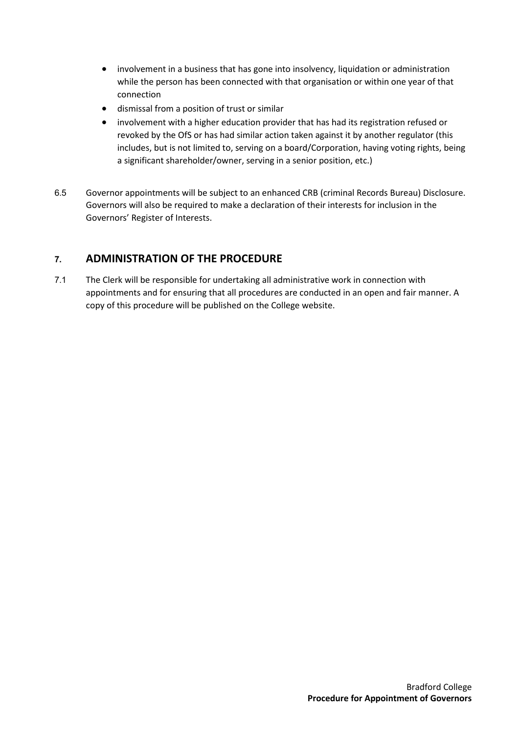- involvement in a business that has gone into insolvency, liquidation or administration while the person has been connected with that organisation or within one year of that connection
- dismissal from a position of trust or similar
- involvement with a higher education provider that has had its registration refused or revoked by the OfS or has had similar action taken against it by another regulator (this includes, but is not limited to, serving on a board/Corporation, having voting rights, being a significant shareholder/owner, serving in a senior position, etc.)

6.5 Governor appointments will be subject to an enhanced CRB (criminal Records Bureau) Disclosure. Governors will also be required to make a declaration of their interests for inclusion in the Governors' Register of Interests.

## 7. ADMINISTRATION OF THE PROCEDURE

7.1 The Clerk will be responsible for undertaking all administrative work in connection with appointments and for ensuring that all procedures are conducted in an open and fair manner. A copy of this procedure will be published on the College website.